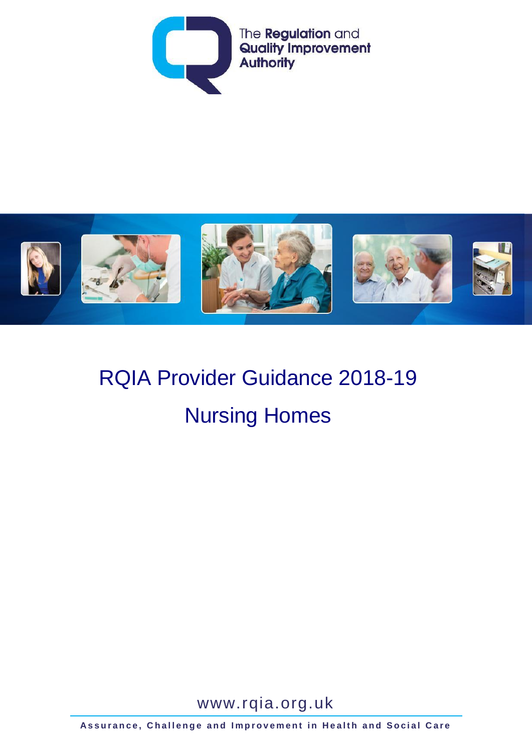The **Regulation** and **Quality Improvement Authority**

# RQIA Provider Guidance 2018-19

# Nursing Homes

www.rqia.org.uk

**Assurance, Challenge and Improvement in Health and Social Care**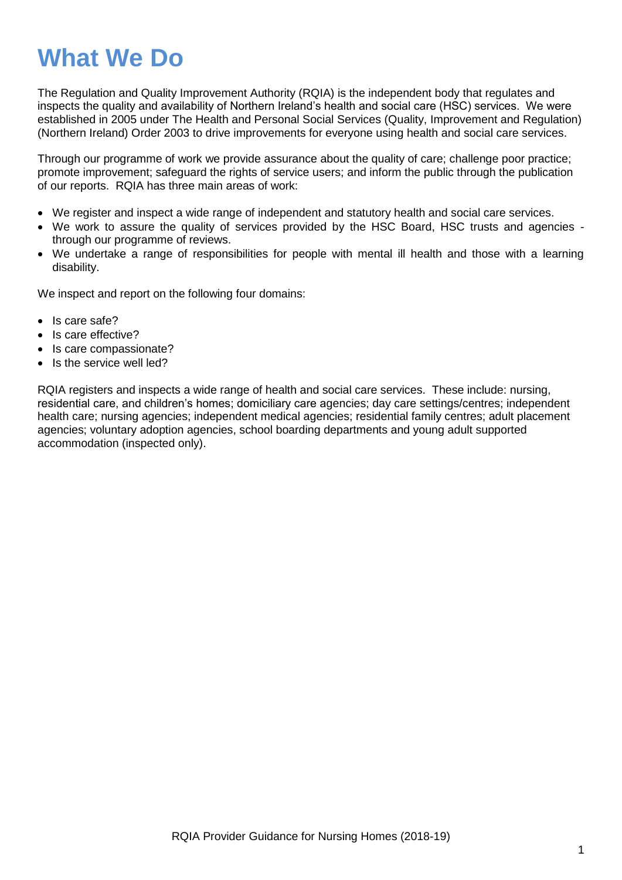# What We Do

The Regulation and Quality Improvement Authority (RQIA) is the independent body that regulates and inspects the quality and availability of Northern Ireland's health and social care (HSC) services. We were established in 2005 under The Health and Personal Social Services (Quality, Improvement and Regulation) (Northern Ireland) Order 2003 to drive improvements for everyone using health and social care services.

Through our programme of work we provide assurance about the quality of care; challenge poor practice; promote improvement; safeguard the rights of service users; and inform the public through the publication of our reports. RQIA has three main areas of work:

- We register and inspect a wide range of independent and statutory health and social care services.
- We work to assure the quality of services provided by the HSC Board, HSC trusts and agencies - through our programme of reviews.
- We undertake a range of responsibilities for people with mental ill health and those with a learning disability.

We inspect and report on the following four domains:

- Is care safe?
- Is care effective?
- Is care compassionate?
- Is the service well led?

RQIA registers and inspects a wide range of health and social care services. These include: nursing, residential care, and children's homes; domiciliary care agencies; day care settings/centres; independent health care; nursing agencies; independent medical agencies; residential family centres; adult placement agencies; voluntary adoption agencies, school boarding departments and young adult supported accommodation (inspected only).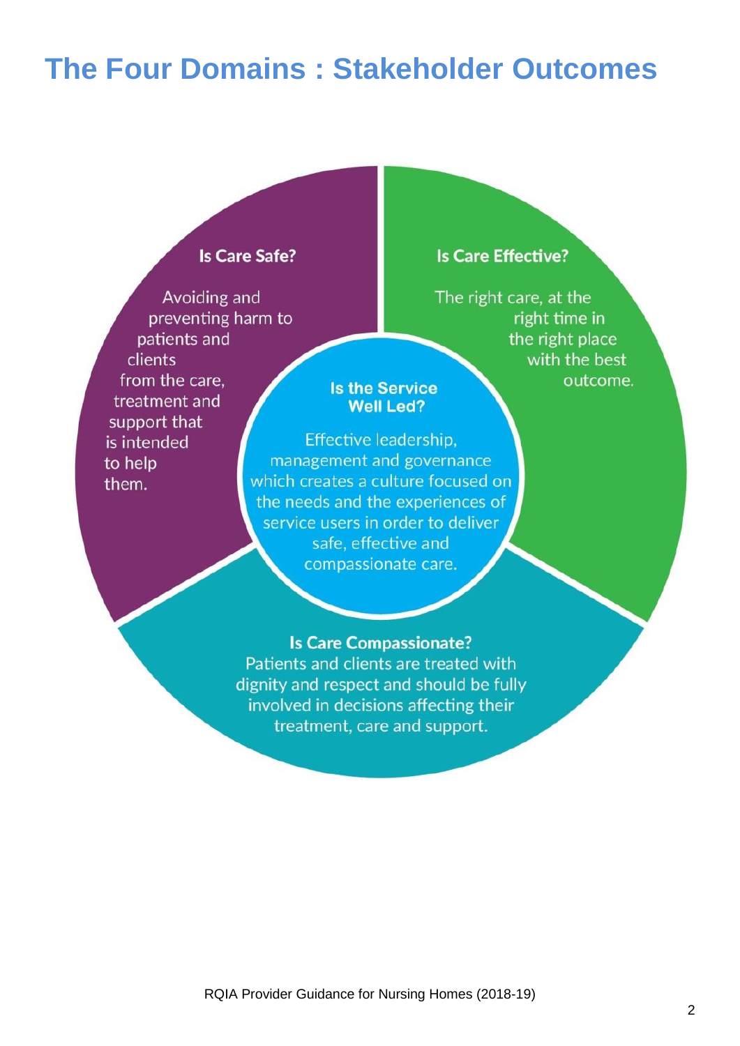# The Four Domains : Stakeholder Outcomes

**Is Care Safe?**

Avoiding and preventing harm to patients and clients from the care, treatment and support that is intended to help them.

**Is Care Effective?**

The right care, at the right time in the right place with the best outcome.

**Is the Service Well Led?**

Effective leadership, management and governance which creates a culture focused on the needs and the experiences of service users in order to deliver safe, effective and compassionate care.

**Is Care Compassionate?**

Patients and clients are treated with dignity and respect and should be fully involved in decisions affecting their treatment, care and support.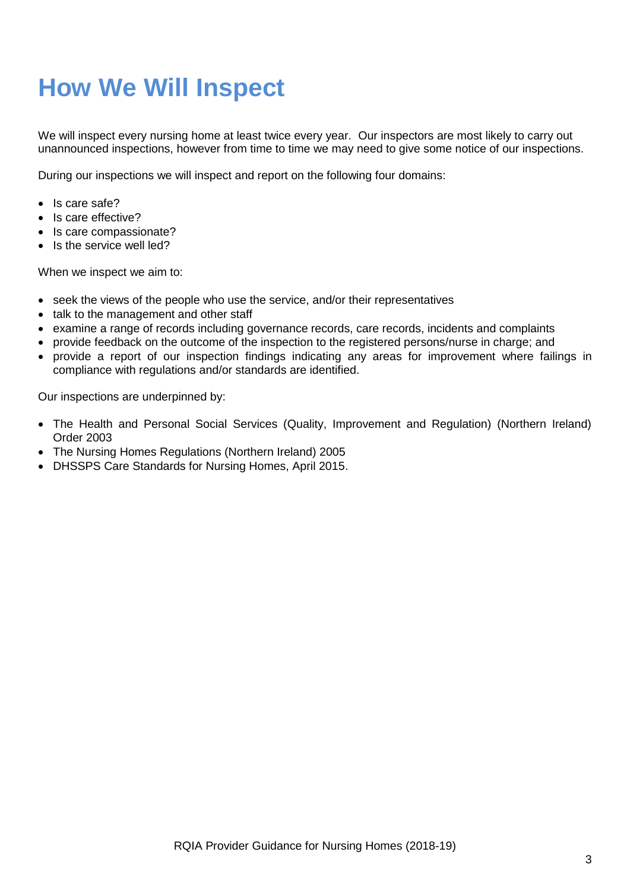# How We Will Inspect

We will inspect every nursing home at least twice every year. Our inspectors are most likely to carry out unannounced inspections, however from time to time we may need to give some notice of our inspections.

During our inspections we will inspect and report on the following four domains:

- Is care safe?
- Is care effective?
- Is care compassionate?
- Is the service well led?

When we inspect we aim to:

- seek the views of the people who use the service, and/or their representatives
- talk to the management and other staff
- examine a range of records including governance records, care records, incidents and complaints
- provide feedback on the outcome of the inspection to the registered persons/nurse in charge; and
- provide a report of our inspection findings indicating any areas for improvement where failings in compliance with regulations and/or standards are identified.

Our inspections are underpinned by:

- The Health and Personal Social Services (Quality, Improvement and Regulation) (Northern Ireland) Order 2003
- The Nursing Homes Regulations (Northern Ireland) 2005
- DHSSPS Care Standards for Nursing Homes, April 2015.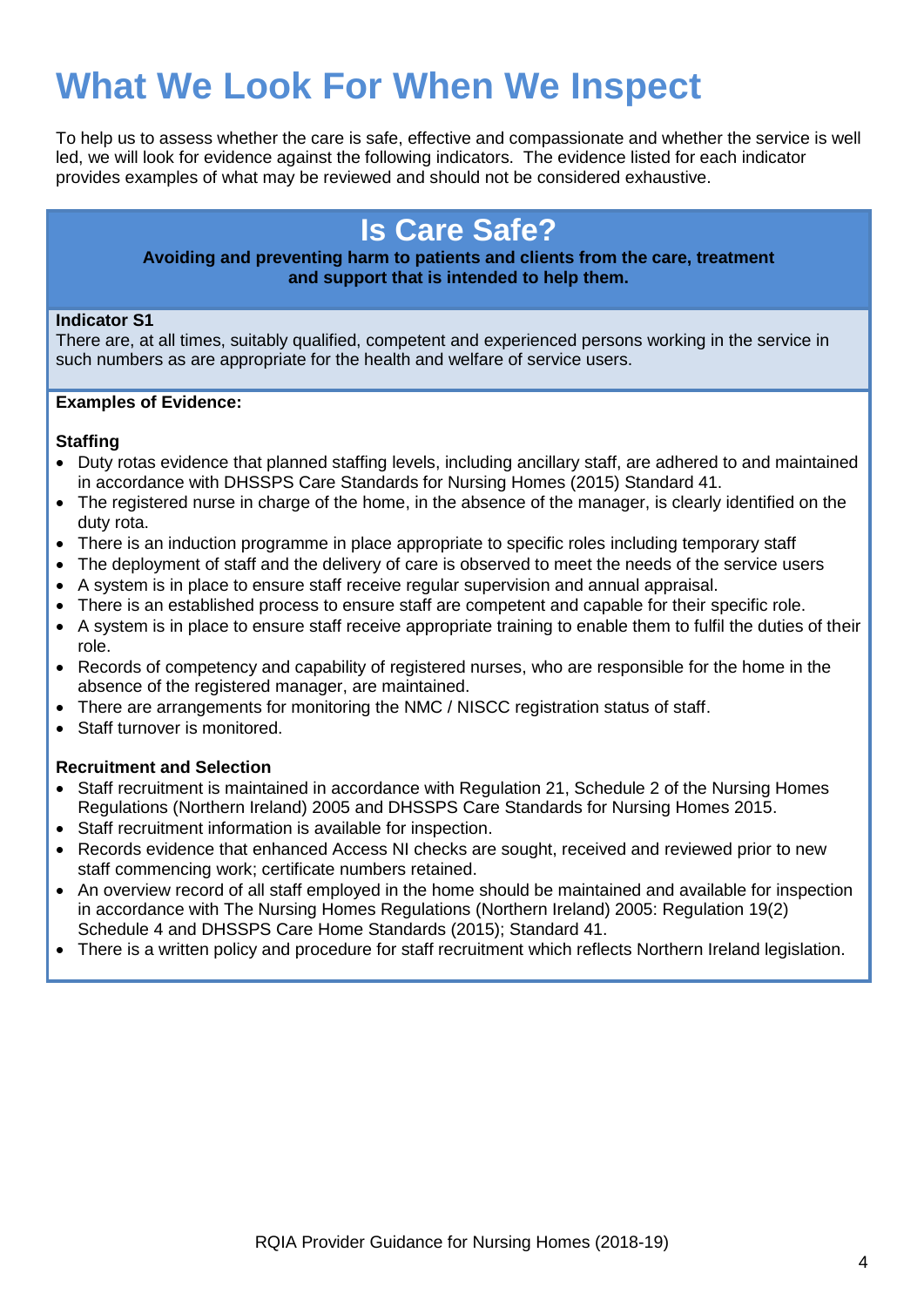# What We Look For When We Inspect

To help us to assess whether the care is safe, effective and compassionate and whether the service is well led, we will look for evidence against the following indicators. The evidence listed for each indicator provides examples of what may be reviewed and should not be considered exhaustive.

## Is Care Safe?

**Avoiding and preventing harm to patients and clients from the care, treatment and support that is intended to help them.**

**Indicator S1**

There are, at all times, suitably qualified, competent and experienced persons working in the service in such numbers as are appropriate for the health and welfare of service users.

**Examples of Evidence:**

**Staffing**

- Duty rotas evidence that planned staffing levels, including ancillary staff, are adhered to and maintained in accordance with DHSSPS Care Standards for Nursing Homes (2015) Standard 41.
- The registered nurse in charge of the home, in the absence of the manager, is clearly identified on the duty rota.
- There is an induction programme in place appropriate to specific roles including temporary staff
- The deployment of staff and the delivery of care is observed to meet the needs of the service users
- A system is in place to ensure staff receive regular supervision and annual appraisal.
- There is an established process to ensure staff are competent and capable for their specific role.
- A system is in place to ensure staff receive appropriate training to enable them to fulfil the duties of their role.
- Records of competency and capability of registered nurses, who are responsible for the home in the absence of the registered manager, are maintained.
- There are arrangements for monitoring the NMC / NISCC registration status of staff.
- Staff turnover is monitored.

**Recruitment and Selection**

- Staff recruitment is maintained in accordance with Regulation 21, Schedule 2 of the Nursing Homes Regulations (Northern Ireland) 2005 and DHSSPS Care Standards for Nursing Homes 2015.
- Staff recruitment information is available for inspection.
- Records evidence that enhanced Access NI checks are sought, received and reviewed prior to new staff commencing work; certificate numbers retained.
- An overview record of all staff employed in the home should be maintained and available for inspection in accordance with The Nursing Homes Regulations (Northern Ireland) 2005: Regulation 19(2) Schedule 4 and DHSSPS Care Home Standards (2015); Standard 41.
- There is a written policy and procedure for staff recruitment which reflects Northern Ireland legislation.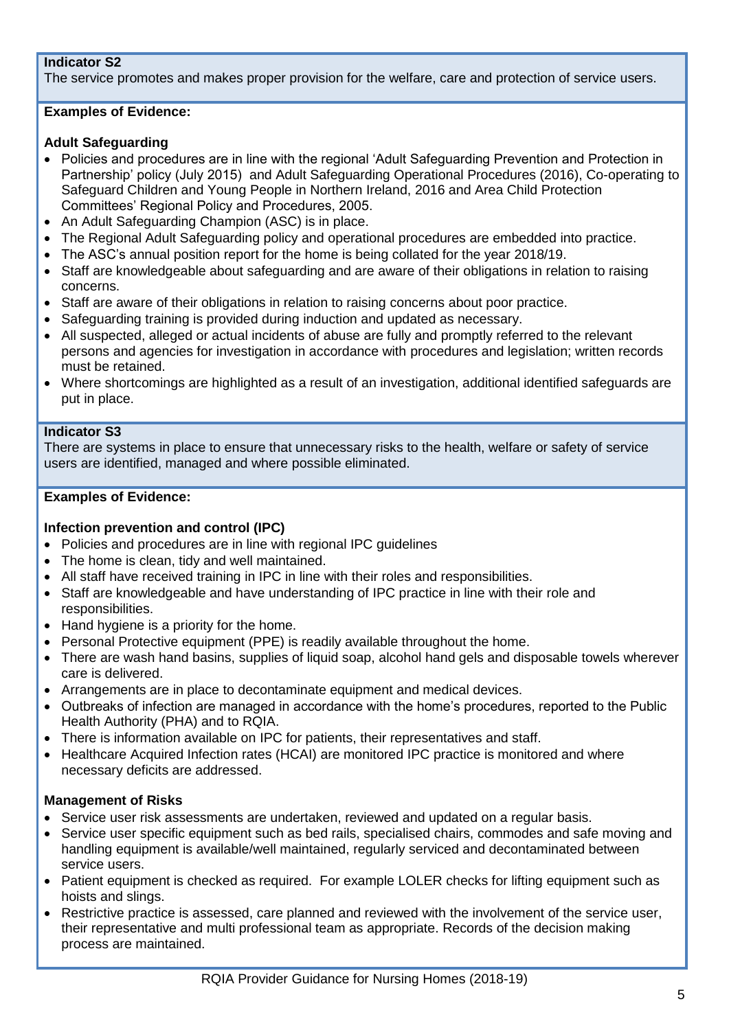**Indicator S2**

The service promotes and makes proper provision for the welfare, care and protection of service users.

**Examples of Evidence:**

**Adult Safeguarding**

- Policies and procedures are in line with the regional 'Adult Safeguarding Prevention and Protection in Partnership' policy (July 2015) and Adult Safeguarding Operational Procedures (2016), Co-operating to Safeguard Children and Young People in Northern Ireland, 2016 and Area Child Protection Committees' Regional Policy and Procedures, 2005.
- An Adult Safeguarding Champion (ASC) is in place.
- The Regional Adult Safeguarding policy and operational procedures are embedded into practice.
- The ASC's annual position report for the home is being collated for the year 2018/19.
- Staff are knowledgeable about safeguarding and are aware of their obligations in relation to raising concerns.
- Staff are aware of their obligations in relation to raising concerns about poor practice.
- Safeguarding training is provided during induction and updated as necessary.
- All suspected, alleged or actual incidents of abuse are fully and promptly referred to the relevant persons and agencies for investigation in accordance with procedures and legislation; written records must be retained.
- Where shortcomings are highlighted as a result of an investigation, additional identified safeguards are put in place.

**Indicator S3**

There are systems in place to ensure that unnecessary risks to the health, welfare or safety of service users are identified, managed and where possible eliminated.

**Examples of Evidence:**

**Infection prevention and control (IPC)**

- Policies and procedures are in line with regional IPC guidelines
- The home is clean, tidy and well maintained.
- All staff have received training in IPC in line with their roles and responsibilities.
- Staff are knowledgeable and have understanding of IPC practice in line with their role and responsibilities.
- Hand hygiene is a priority for the home.
- Personal Protective equipment (PPE) is readily available throughout the home.
- There are wash hand basins, supplies of liquid soap, alcohol hand gels and disposable towels wherever care is delivered.
- Arrangements are in place to decontaminate equipment and medical devices.
- Outbreaks of infection are managed in accordance with the home's procedures, reported to the Public Health Authority (PHA) and to RQIA.
- There is information available on IPC for patients, their representatives and staff.
- Healthcare Acquired Infection rates (HCAI) are monitored IPC practice is monitored and where necessary deficits are addressed.

**Management of Risks**

- Service user risk assessments are undertaken, reviewed and updated on a regular basis.
- Service user specific equipment such as bed rails, specialised chairs, commodes and safe moving and handling equipment is available/well maintained, regularly serviced and decontaminated between service users.
- Patient equipment is checked as required. For example LOLER checks for lifting equipment such as hoists and slings.
- Restrictive practice is assessed, care planned and reviewed with the involvement of the service user, their representative and multi professional team as appropriate. Records of the decision making process are maintained.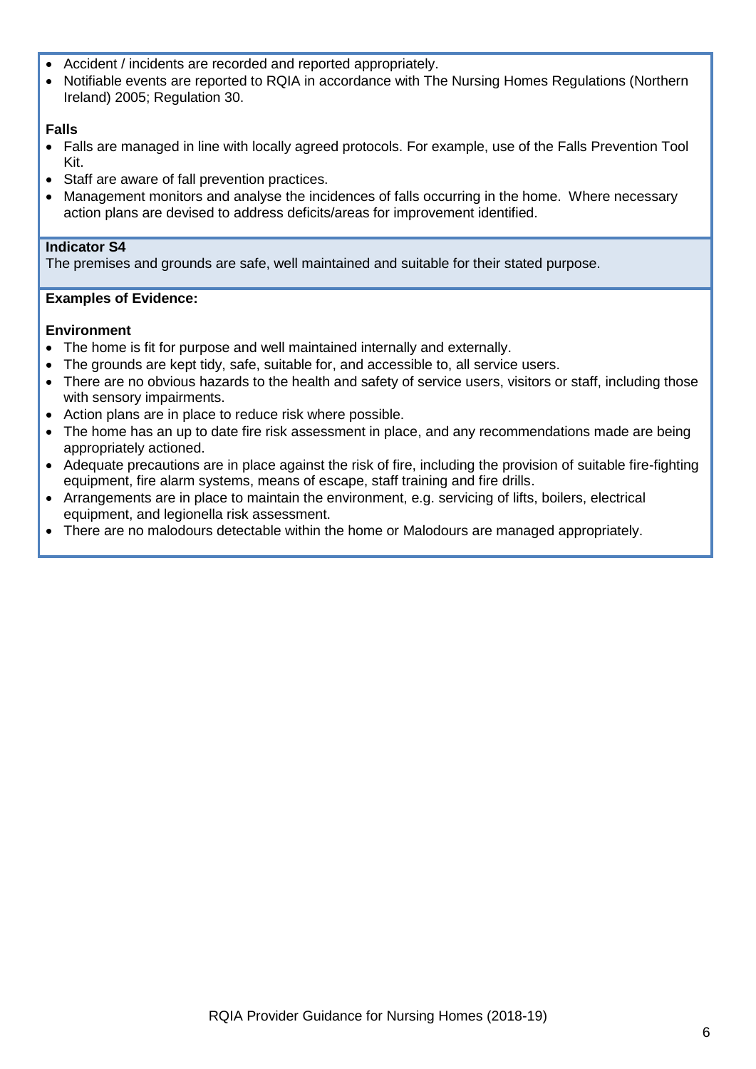- Accident / incidents are recorded and reported appropriately.
- Notifiable events are reported to RQIA in accordance with The Nursing Homes Regulations (Northern Ireland) 2005; Regulation 30.

**Falls**

- Falls are managed in line with locally agreed protocols. For example, use of the Falls Prevention Tool Kit.
- Staff are aware of fall prevention practices.
- Management monitors and analyse the incidences of falls occurring in the home. Where necessary action plans are devised to address deficits/areas for improvement identified.

**Indicator S4**

The premises and grounds are safe, well maintained and suitable for their stated purpose.

**Examples of Evidence:**

**Environment**

- The home is fit for purpose and well maintained internally and externally.
- The grounds are kept tidy, safe, suitable for, and accessible to, all service users.
- There are no obvious hazards to the health and safety of service users, visitors or staff, including those with sensory impairments.
- Action plans are in place to reduce risk where possible.
- The home has an up to date fire risk assessment in place, and any recommendations made are being appropriately actioned.
- Adequate precautions are in place against the risk of fire, including the provision of suitable fire-fighting equipment, fire alarm systems, means of escape, staff training and fire drills.
- Arrangements are in place to maintain the environment, e.g. servicing of lifts, boilers, electrical equipment, and legionella risk assessment.
- There are no malodours detectable within the home or Malodours are managed appropriately.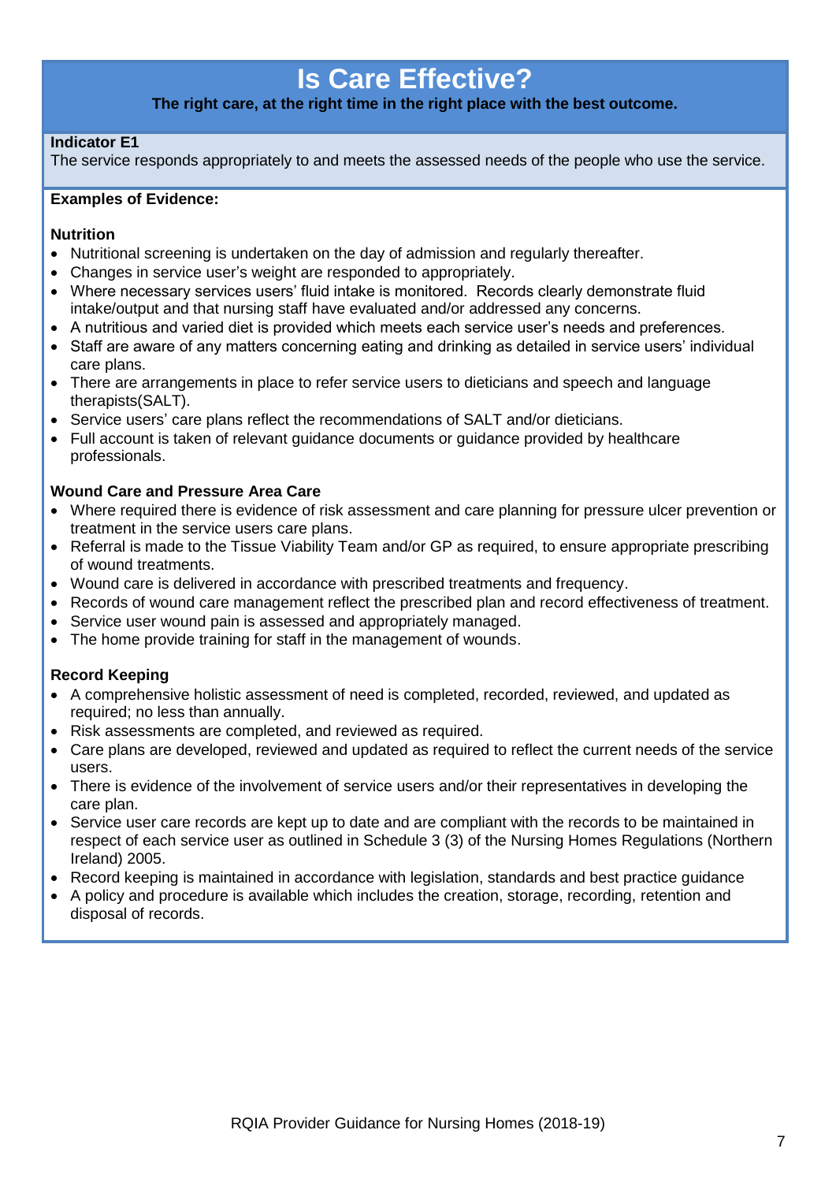# Is Care Effective?

**The right care, at the right time in the right place with the best outcome.**

**Indicator E1**

The service responds appropriately to and meets the assessed needs of the people who use the service.

**Examples of Evidence:**

**Nutrition**

- Nutritional screening is undertaken on the day of admission and regularly thereafter.
- Changes in service user's weight are responded to appropriately.
- Where necessary services users' fluid intake is monitored. Records clearly demonstrate fluid intake/output and that nursing staff have evaluated and/or addressed any concerns.
- A nutritious and varied diet is provided which meets each service user's needs and preferences.
- Staff are aware of any matters concerning eating and drinking as detailed in service users' individual care plans.
- There are arrangements in place to refer service users to dieticians and speech and language therapists(SALT).
- Service users' care plans reflect the recommendations of SALT and/or dieticians.
- Full account is taken of relevant guidance documents or guidance provided by healthcare professionals.

**Wound Care and Pressure Area Care**

- Where required there is evidence of risk assessment and care planning for pressure ulcer prevention or treatment in the service users care plans.
- Referral is made to the Tissue Viability Team and/or GP as required, to ensure appropriate prescribing of wound treatments.
- Wound care is delivered in accordance with prescribed treatments and frequency.
- Records of wound care management reflect the prescribed plan and record effectiveness of treatment.
- Service user wound pain is assessed and appropriately managed.
- The home provide training for staff in the management of wounds.

**Record Keeping**

- A comprehensive holistic assessment of need is completed, recorded, reviewed, and updated as required; no less than annually.
- Risk assessments are completed, and reviewed as required.
- Care plans are developed, reviewed and updated as required to reflect the current needs of the service users.
- There is evidence of the involvement of service users and/or their representatives in developing the care plan.
- Service user care records are kept up to date and are compliant with the records to be maintained in respect of each service user as outlined in Schedule 3 (3) of the Nursing Homes Regulations (Northern Ireland) 2005.
- Record keeping is maintained in accordance with legislation, standards and best practice guidance
- A policy and procedure is available which includes the creation, storage, recording, retention and disposal of records.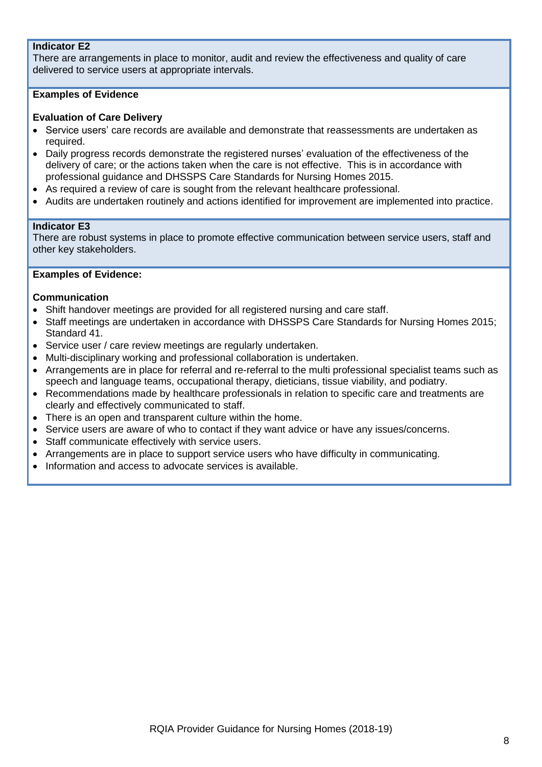**Indicator E2**

There are arrangements in place to monitor, audit and review the effectiveness and quality of care delivered to service users at appropriate intervals.

**Examples of Evidence**

**Evaluation of Care Delivery**

- Service users' care records are available and demonstrate that reassessments are undertaken as required.
- Daily progress records demonstrate the registered nurses' evaluation of the effectiveness of the delivery of care; or the actions taken when the care is not effective. This is in accordance with professional guidance and DHSSPS Care Standards for Nursing Homes 2015.
- As required a review of care is sought from the relevant healthcare professional.
- Audits are undertaken routinely and actions identified for improvement are implemented into practice.

**Indicator E3**

There are robust systems in place to promote effective communication between service users, staff and other key stakeholders.

**Examples of Evidence:**

**Communication**

- Shift handover meetings are provided for all registered nursing and care staff.
- Staff meetings are undertaken in accordance with DHSSPS Care Standards for Nursing Homes 2015; Standard 41.
- Service user / care review meetings are regularly undertaken.
- Multi-disciplinary working and professional collaboration is undertaken.
- Arrangements are in place for referral and re-referral to the multi professional specialist teams such as speech and language teams, occupational therapy, dieticians, tissue viability, and podiatry.
- Recommendations made by healthcare professionals in relation to specific care and treatments are clearly and effectively communicated to staff.
- There is an open and transparent culture within the home.
- Service users are aware of who to contact if they want advice or have any issues/concerns.
- Staff communicate effectively with service users.
- Arrangements are in place to support service users who have difficulty in communicating.
- Information and access to advocate services is available.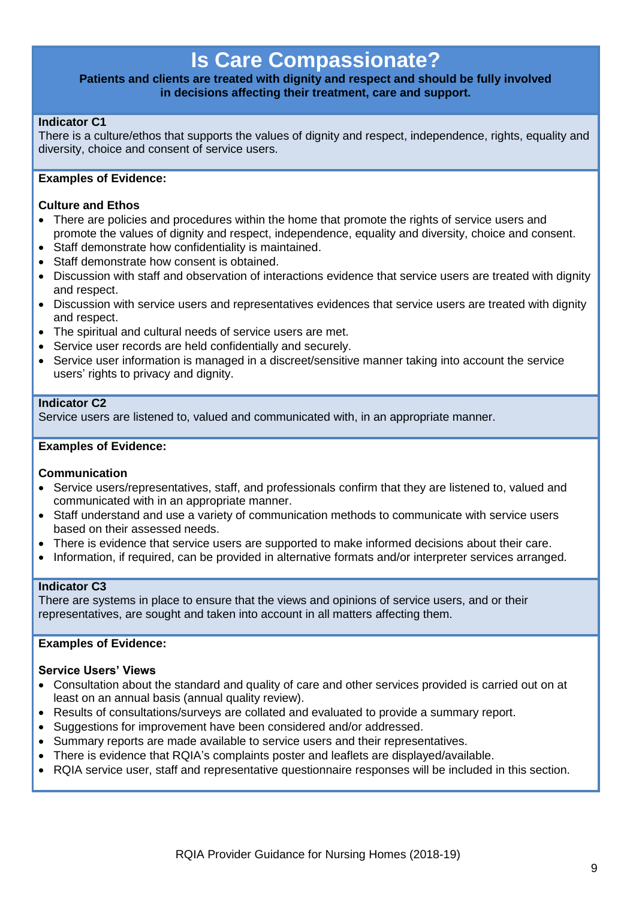# Is Care Compassionate?

**Patients and clients are treated with dignity and respect and should be fully involved in decisions affecting their treatment, care and support.**

**Indicator C1**
There is a culture/ethos that supports the values of dignity and respect, independence, rights, equality and diversity, choice and consent of service users.

**Examples of Evidence:**

**Culture and Ethos**

- There are policies and procedures within the home that promote the rights of service users and promote the values of dignity and respect, independence, equality and diversity, choice and consent.
- Staff demonstrate how confidentiality is maintained.
- Staff demonstrate how consent is obtained.
- Discussion with staff and observation of interactions evidence that service users are treated with dignity and respect.
- Discussion with service users and representatives evidences that service users are treated with dignity and respect.
- The spiritual and cultural needs of service users are met.
- Service user records are held confidentially and securely.
- Service user information is managed in a discreet/sensitive manner taking into account the service users' rights to privacy and dignity.

**Indicator C2**
Service users are listened to, valued and communicated with, in an appropriate manner.

**Examples of Evidence:**

**Communication**

- Service users/representatives, staff, and professionals confirm that they are listened to, valued and communicated with in an appropriate manner.
- Staff understand and use a variety of communication methods to communicate with service users based on their assessed needs.
- There is evidence that service users are supported to make informed decisions about their care.
- Information, if required, can be provided in alternative formats and/or interpreter services arranged.

**Indicator C3**
There are systems in place to ensure that the views and opinions of service users, and or their representatives, are sought and taken into account in all matters affecting them.

**Examples of Evidence:**

**Service Users' Views**

- Consultation about the standard and quality of care and other services provided is carried out on at least on an annual basis (annual quality review).
- Results of consultations/surveys are collated and evaluated to provide a summary report.
- Suggestions for improvement have been considered and/or addressed.
- Summary reports are made available to service users and their representatives.
- There is evidence that RQIA's complaints poster and leaflets are displayed/available.
- RQIA service user, staff and representative questionnaire responses will be included in this section.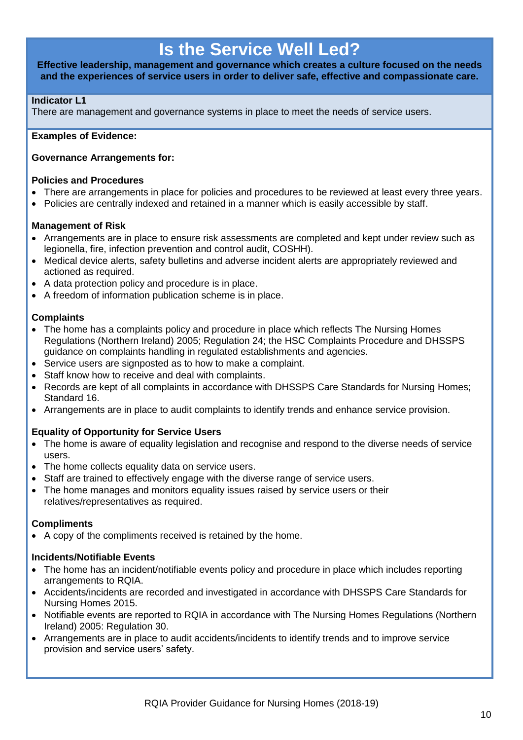# Is the Service Well Led?

**Effective leadership, management and governance which creates a culture focused on the needs and the experiences of service users in order to deliver safe, effective and compassionate care.**

**Indicator L1**
There are management and governance systems in place to meet the needs of service users.

**Examples of Evidence:**

**Governance Arrangements for:**

**Policies and Procedures**

- There are arrangements in place for policies and procedures to be reviewed at least every three years.
- Policies are centrally indexed and retained in a manner which is easily accessible by staff.

**Management of Risk**

- Arrangements are in place to ensure risk assessments are completed and kept under review such as legionella, fire, infection prevention and control audit, COSHH).
- Medical device alerts, safety bulletins and adverse incident alerts are appropriately reviewed and actioned as required.
- A data protection policy and procedure is in place.
- A freedom of information publication scheme is in place.

**Complaints**

- The home has a complaints policy and procedure in place which reflects The Nursing Homes Regulations (Northern Ireland) 2005; Regulation 24; the HSC Complaints Procedure and DHSSPS guidance on complaints handling in regulated establishments and agencies.
- Service users are signposted as to how to make a complaint.
- Staff know how to receive and deal with complaints.
- Records are kept of all complaints in accordance with DHSSPS Care Standards for Nursing Homes; Standard 16.
- Arrangements are in place to audit complaints to identify trends and enhance service provision.

**Equality of Opportunity for Service Users**

- The home is aware of equality legislation and recognise and respond to the diverse needs of service users.
- The home collects equality data on service users.
- Staff are trained to effectively engage with the diverse range of service users.
- The home manages and monitors equality issues raised by service users or their relatives/representatives as required.

**Compliments**

- A copy of the compliments received is retained by the home.

**Incidents/Notifiable Events**

- The home has an incident/notifiable events policy and procedure in place which includes reporting arrangements to RQIA.
- Accidents/incidents are recorded and investigated in accordance with DHSSPS Care Standards for Nursing Homes 2015.
- Notifiable events are reported to RQIA in accordance with The Nursing Homes Regulations (Northern Ireland) 2005: Regulation 30.
- Arrangements are in place to audit accidents/incidents to identify trends and to improve service provision and service users' safety.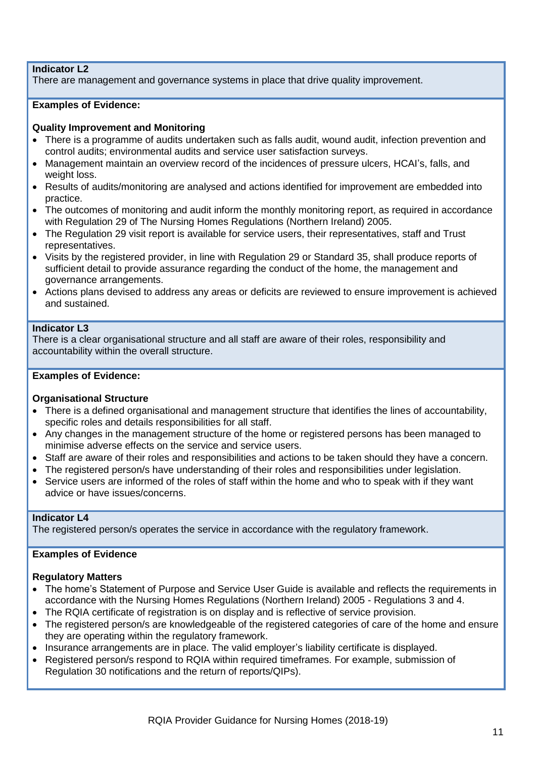**Indicator L2**
There are management and governance systems in place that drive quality improvement.

**Examples of Evidence:**

**Quality Improvement and Monitoring**

- There is a programme of audits undertaken such as falls audit, wound audit, infection prevention and control audits; environmental audits and service user satisfaction surveys.
- Management maintain an overview record of the incidences of pressure ulcers, HCAI's, falls, and weight loss.
- Results of audits/monitoring are analysed and actions identified for improvement are embedded into practice.
- The outcomes of monitoring and audit inform the monthly monitoring report, as required in accordance with Regulation 29 of The Nursing Homes Regulations (Northern Ireland) 2005.
- The Regulation 29 visit report is available for service users, their representatives, staff and Trust representatives.
- Visits by the registered provider, in line with Regulation 29 or Standard 35, shall produce reports of sufficient detail to provide assurance regarding the conduct of the home, the management and governance arrangements.
- Actions plans devised to address any areas or deficits are reviewed to ensure improvement is achieved and sustained.

**Indicator L3**
There is a clear organisational structure and all staff are aware of their roles, responsibility and accountability within the overall structure.

**Examples of Evidence:**

**Organisational Structure**

- There is a defined organisational and management structure that identifies the lines of accountability, specific roles and details responsibilities for all staff.
- Any changes in the management structure of the home or registered persons has been managed to minimise adverse effects on the service and service users.
- Staff are aware of their roles and responsibilities and actions to be taken should they have a concern.
- The registered person/s have understanding of their roles and responsibilities under legislation.
- Service users are informed of the roles of staff within the home and who to speak with if they want advice or have issues/concerns.

**Indicator L4**
The registered person/s operates the service in accordance with the regulatory framework.

**Examples of Evidence**

**Regulatory Matters**

- The home's Statement of Purpose and Service User Guide is available and reflects the requirements in accordance with the Nursing Homes Regulations (Northern Ireland) 2005 - Regulations 3 and 4.
- The RQIA certificate of registration is on display and is reflective of service provision.
- The registered person/s are knowledgeable of the registered categories of care of the home and ensure they are operating within the regulatory framework.
- Insurance arrangements are in place. The valid employer's liability certificate is displayed.
- Registered person/s respond to RQIA within required timeframes. For example, submission of Regulation 30 notifications and the return of reports/QIPs).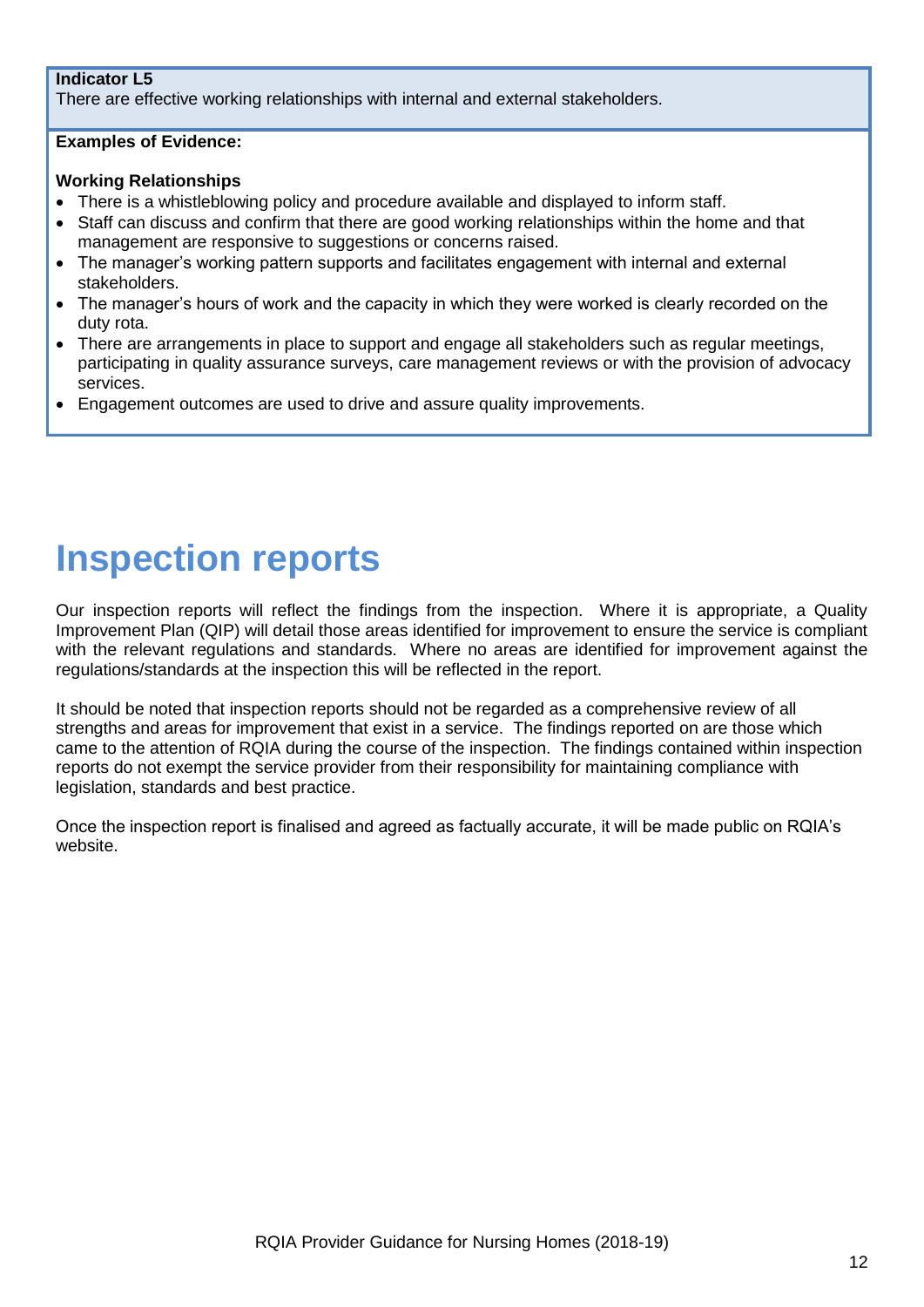**Indicator L5**
There are effective working relationships with internal and external stakeholders.

**Examples of Evidence:**

**Working Relationships**

- There is a whistleblowing policy and procedure available and displayed to inform staff.
- Staff can discuss and confirm that there are good working relationships within the home and that management are responsive to suggestions or concerns raised.
- The manager's working pattern supports and facilitates engagement with internal and external stakeholders.
- The manager's hours of work and the capacity in which they were worked is clearly recorded on the duty rota.
- There are arrangements in place to support and engage all stakeholders such as regular meetings, participating in quality assurance surveys, care management reviews or with the provision of advocacy services.
- Engagement outcomes are used to drive and assure quality improvements.

# Inspection reports

Our inspection reports will reflect the findings from the inspection. Where it is appropriate, a Quality Improvement Plan (QIP) will detail those areas identified for improvement to ensure the service is compliant with the relevant regulations and standards. Where no areas are identified for improvement against the regulations/standards at the inspection this will be reflected in the report.

It should be noted that inspection reports should not be regarded as a comprehensive review of all strengths and areas for improvement that exist in a service. The findings reported on are those which came to the attention of RQIA during the course of the inspection. The findings contained within inspection reports do not exempt the service provider from their responsibility for maintaining compliance with legislation, standards and best practice.

Once the inspection report is finalised and agreed as factually accurate, it will be made public on RQIA's website.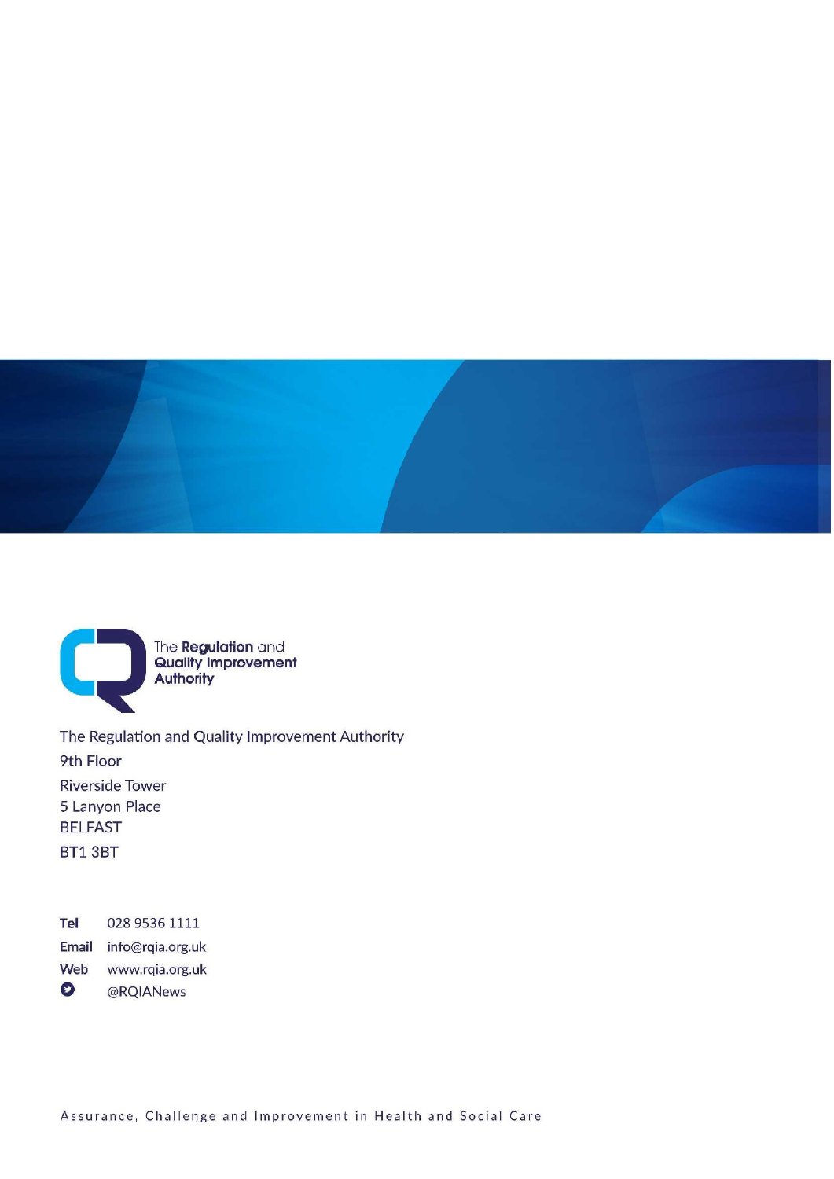The Regulation and Quality Improvement Authority

The Regulation and Quality Improvement Authority
9th Floor
Riverside Tower
5 Lanyon Place
BELFAST
BT1 3BT

**Tel** 028 9536 1111
**Email** info@rqia.org.uk
**Web** www.rqia.org.uk
@RQIANews

Assurance, Challenge and Improvement in Health and Social Care